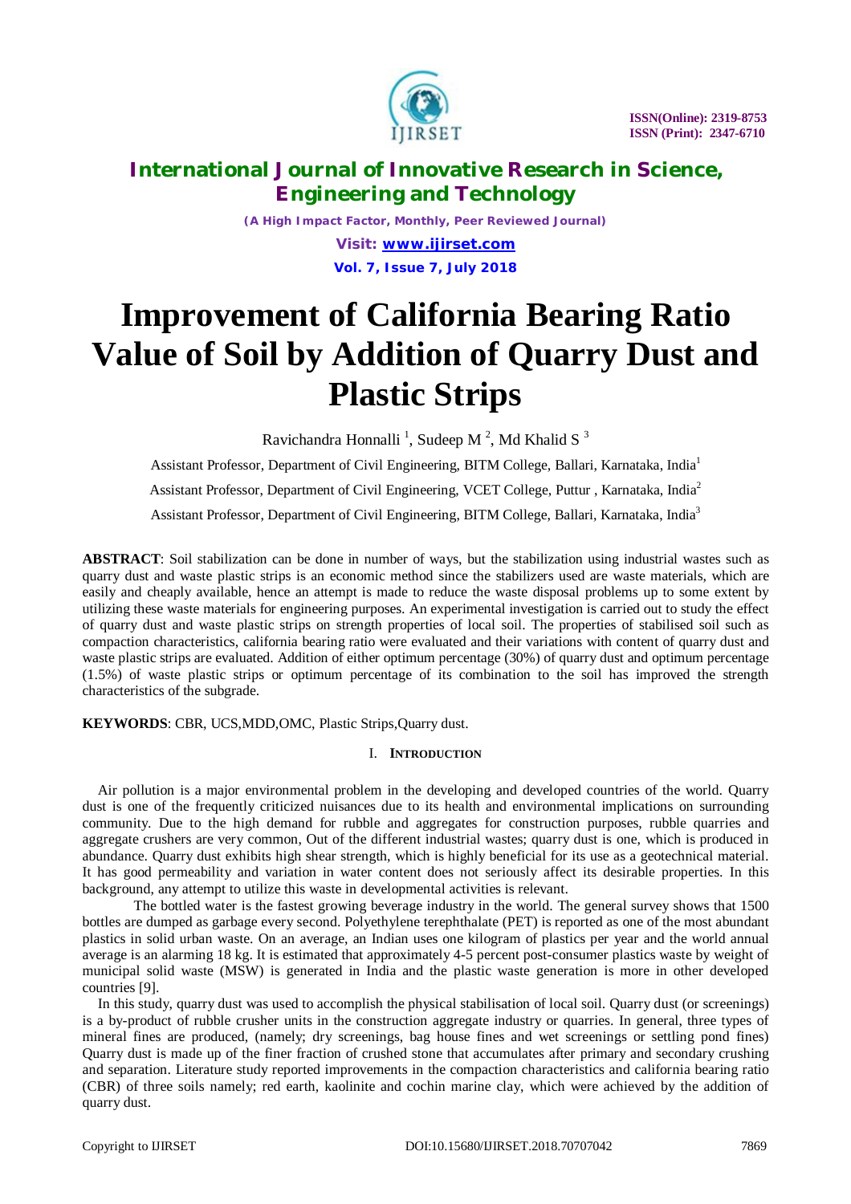# Improvement of California Bearing Ratio Value of Soil by Addition of Quarry Dust and Plastic Strips

Ravichandra Honnalli [1], Sudeep M [2], Md Khalid S [3]

Assistant Professor, Department of Civil Engineering, BITM College, Ballari, Karnataka, India[1]

Assistant Professor, Department of Civil Engineering, VCET College, Puttur , Karnataka, India[2]

Assistant Professor, Department of Civil Engineering, BITM College, Ballari, Karnataka, India[3]

**ABSTRACT**: Soil stabilization can be done in number of ways, but the stabilization using industrial wastes such as quarry dust and waste plastic strips is an economic method since the stabilizers used are waste materials, which are easily and cheaply available, hence an attempt is made to reduce the waste disposal problems up to some extent by utilizing these waste materials for engineering purposes. An experimental investigation is carried out to study the effect of quarry dust and waste plastic strips on strength properties of local soil. The properties of stabilised soil such as compaction characteristics, california bearing ratio were evaluated and their variations with content of quarry dust and waste plastic strips are evaluated. Addition of either optimum percentage (30%) of quarry dust and optimum percentage (1.5%) of waste plastic strips or optimum percentage of its combination to the soil has improved the strength characteristics of the subgrade.

**KEYWORDS**: CBR, UCS,MDD,OMC, Plastic Strips,Quarry dust.

## I. Introduction

Air pollution is a major environmental problem in the developing and developed countries of the world. Quarry dust is one of the frequently criticized nuisances due to its health and environmental implications on surrounding community. Due to the high demand for rubble and aggregates for construction purposes, rubble quarries and aggregate crushers are very common, Out of the different industrial wastes; quarry dust is one, which is produced in abundance. Quarry dust exhibits high shear strength, which is highly beneficial for its use as a geotechnical material. It has good permeability and variation in water content does not seriously affect its desirable properties. In this background, any attempt to utilize this waste in developmental activities is relevant.

The bottled water is the fastest growing beverage industry in the world. The general survey shows that 1500 bottles are dumped as garbage every second. Polyethylene terephthalate (PET) is reported as one of the most abundant plastics in solid urban waste. On an average, an Indian uses one kilogram of plastics per year and the world annual average is an alarming 18 kg. It is estimated that approximately 4-5 percent post-consumer plastics waste by weight of municipal solid waste (MSW) is generated in India and the plastic waste generation is more in other developed countries [9].

In this study, quarry dust was used to accomplish the physical stabilisation of local soil. Quarry dust (or screenings) is a by-product of rubble crusher units in the construction aggregate industry or quarries. In general, three types of mineral fines are produced, (namely; dry screenings, bag house fines and wet screenings or settling pond fines) Quarry dust is made up of the finer fraction of crushed stone that accumulates after primary and secondary crushing and separation. Literature study reported improvements in the compaction characteristics and california bearing ratio (CBR) of three soils namely; red earth, kaolinite and cochin marine clay, which were achieved by the addition of quarry dust.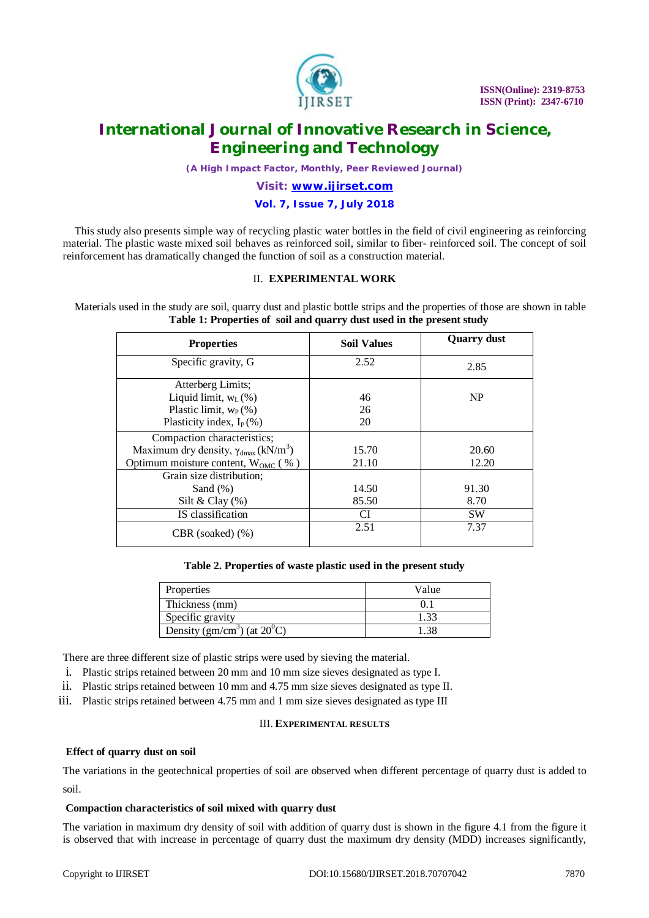This study also presents simple way of recycling plastic water bottles in the field of civil engineering as reinforcing material. The plastic waste mixed soil behaves as reinforced soil, similar to fiber- reinforced soil. The concept of soil reinforcement has dramatically changed the function of soil as a construction material.

## II. EXPERIMENTAL WORK

Materials used in the study are soil, quarry dust and plastic bottle strips and the properties of those are shown in table

**Table 1: Properties of soil and quarry dust used in the present study**

| Properties | Soil Values | Quarry dust |
|---|---|---|
| Specific gravity, G | 2.52 | 2.85 |
| Atterberg Limits;<br>Liquid limit, $w_L$ (%)<br>Plastic limit, $w_P$ (%)<br>Plasticity index, $I_P$ (%) | <br>46<br>26<br>20 | NP |
| Compaction characteristics;<br>Maximum dry density, $\gamma_{dmax}$ (kN/m$^3$)<br>Optimum moisture content, $W_{OMC}$ ( % ) | <br>15.70<br>21.10 | <br>20.60<br>12.20 |
| Grain size distribution;<br>Sand (%)<br>Silt & Clay (%) | <br>14.50<br>85.50 | <br>91.30<br>8.70 |
| IS classification | CI | SW |
| CBR (soaked) (%) | 2.51 | 7.37 |

**Table 2. Properties of waste plastic used in the present study**

| Properties | Value |
|---|---|
| Thickness (mm) | 0.1 |
| Specific gravity | 1.33 |
| Density (gm/cm$^3$) (at 20$^0$C) | 1.38 |

There are three different size of plastic strips were used by sieving the material.

i. Plastic strips retained between 20 mm and 10 mm size sieves designated as type I.
ii. Plastic strips retained between 10 mm and 4.75 mm size sieves designated as type II.
iii. Plastic strips retained between 4.75 mm and 1 mm size sieves designated as type III

## III. EXPERIMENTAL RESULTS

### Effect of quarry dust on soil

The variations in the geotechnical properties of soil are observed when different percentage of quarry dust is added to soil.

### Compaction characteristics of soil mixed with quarry dust

The variation in maximum dry density of soil with addition of quarry dust is shown in the figure 4.1 from the figure it is observed that with increase in percentage of quarry dust the maximum dry density (MDD) increases significantly,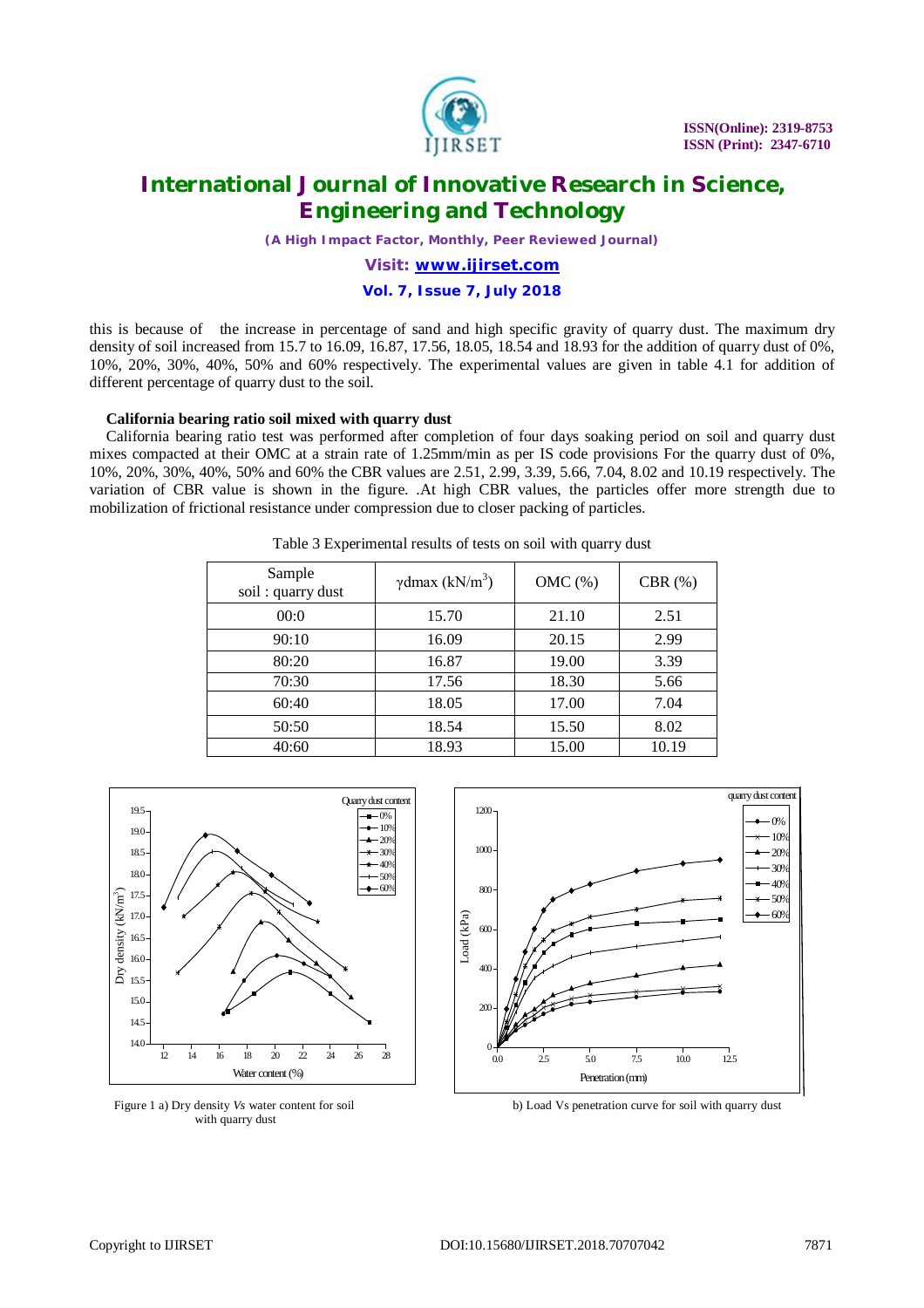this is because of the increase in percentage of sand and high specific gravity of quarry dust. The maximum dry density of soil increased from 15.7 to 16.09, 16.87, 17.56, 18.05, 18.54 and 18.93 for the addition of quarry dust of 0%, 10%, 20%, 30%, 40%, 50% and 60% respectively. The experimental values are given in table 4.1 for addition of different percentage of quarry dust to the soil.

**California bearing ratio soil mixed with quarry dust**

California bearing ratio test was performed after completion of four days soaking period on soil and quarry dust mixes compacted at their OMC at a strain rate of 1.25mm/min as per IS code provisions For the quarry dust of 0%, 10%, 20%, 30%, 40%, 50% and 60% the CBR values are 2.51, 2.99, 3.39, 5.66, 7.04, 8.02 and 10.19 respectively. The variation of CBR value is shown in the figure. .At high CBR values, the particles offer more strength due to mobilization of frictional resistance under compression due to closer packing of particles.

Table 3 Experimental results of tests on soil with quarry dust

| Sample soil : quarry dust | $\gamma$dmax (kN/m$^3$) | OMC (%) | CBR (%) |
|---|---|---|---|
| 00:0 | 15.70 | 21.10 | 2.51 |
| 90:10 | 16.09 | 20.15 | 2.99 |
| 80:20 | 16.87 | 19.00 | 3.39 |
| 70:30 | 17.56 | 18.30 | 5.66 |
| 60:40 | 18.05 | 17.00 | 7.04 |
| 50:50 | 18.54 | 15.50 | 8.02 |
| 40:60 | 18.93 | 15.00 | 10.19 |

Figure 1 a) Dry density *Vs* water content for soil with quarry dust

b) Load Vs penetration curve for soil with quarry dust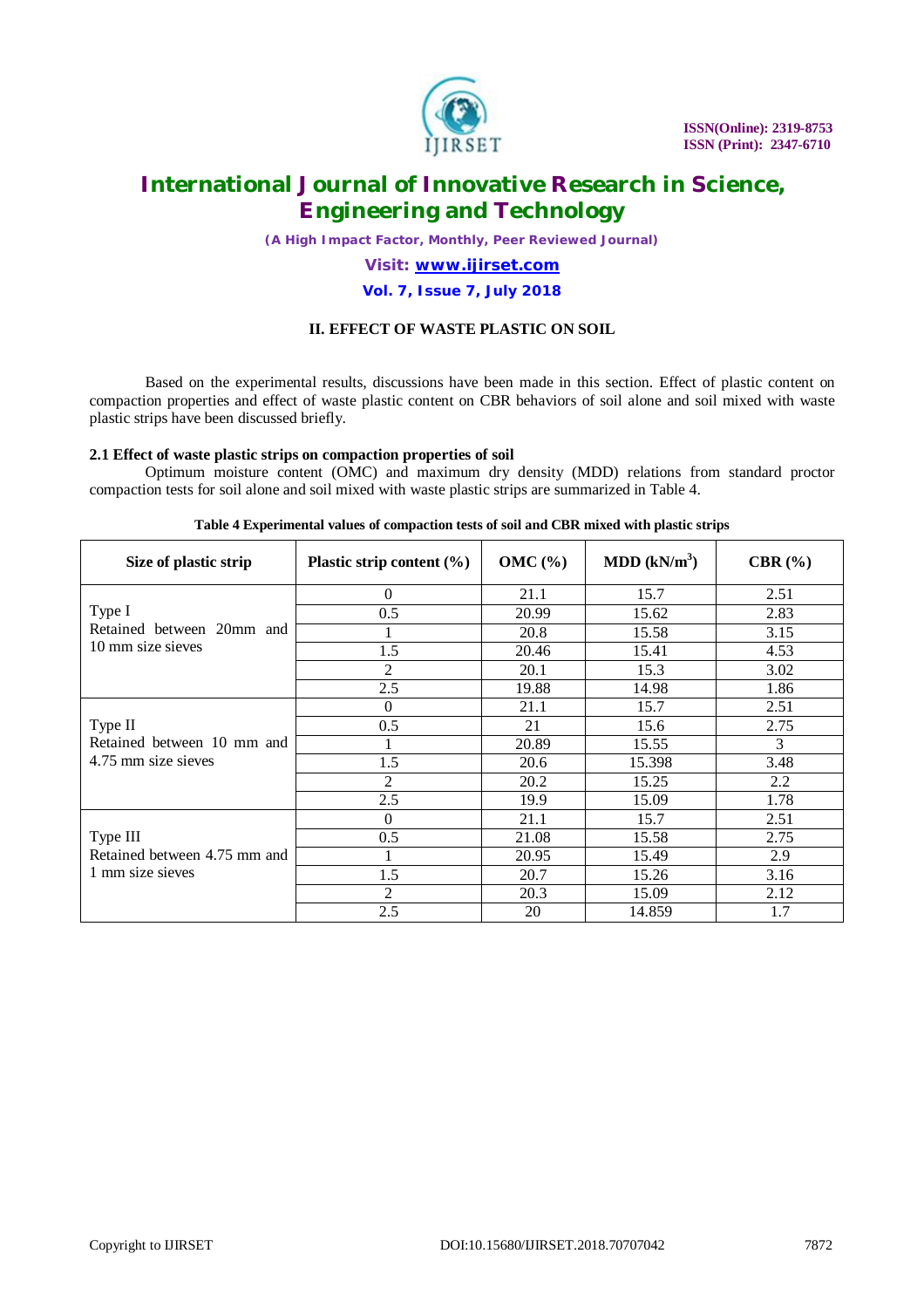## II. EFFECT OF WASTE PLASTIC ON SOIL

Based on the experimental results, discussions have been made in this section. Effect of plastic content on compaction properties and effect of waste plastic content on CBR behaviors of soil alone and soil mixed with waste plastic strips have been discussed briefly.

### 2.1 Effect of waste plastic strips on compaction properties of soil

Optimum moisture content (OMC) and maximum dry density (MDD) relations from standard proctor compaction tests for soil alone and soil mixed with waste plastic strips are summarized in Table 4.

**Table 4 Experimental values of compaction tests of soil and CBR mixed with plastic strips**

| Size of plastic strip | Plastic strip content (%) | OMC (%) | MDD ($kN/m^3$) | CBR (%) |
|---|---|---|---|---|
| Type I Retained between 20mm and 10 mm size sieves | 0 | 21.1 | 15.7 | 2.51 |
| | 0.5 | 20.99 | 15.62 | 2.83 |
| | 1 | 20.8 | 15.58 | 3.15 |
| | 1.5 | 20.46 | 15.41 | 4.53 |
| | 2 | 20.1 | 15.3 | 3.02 |
| | 2.5 | 19.88 | 14.98 | 1.86 |
| Type II Retained between 10 mm and 4.75 mm size sieves | 0 | 21.1 | 15.7 | 2.51 |
| | 0.5 | 21 | 15.6 | 2.75 |
| | 1 | 20.89 | 15.55 | 3 |
| | 1.5 | 20.6 | 15.398 | 3.48 |
| | 2 | 20.2 | 15.25 | 2.2 |
| | 2.5 | 19.9 | 15.09 | 1.78 |
| Type III Retained between 4.75 mm and 1 mm size sieves | 0 | 21.1 | 15.7 | 2.51 |
| | 0.5 | 21.08 | 15.58 | 2.75 |
| | 1 | 20.95 | 15.49 | 2.9 |
| | 1.5 | 20.7 | 15.26 | 3.16 |
| | 2 | 20.3 | 15.09 | 2.12 |
| | 2.5 | 20 | 14.859 | 1.7 |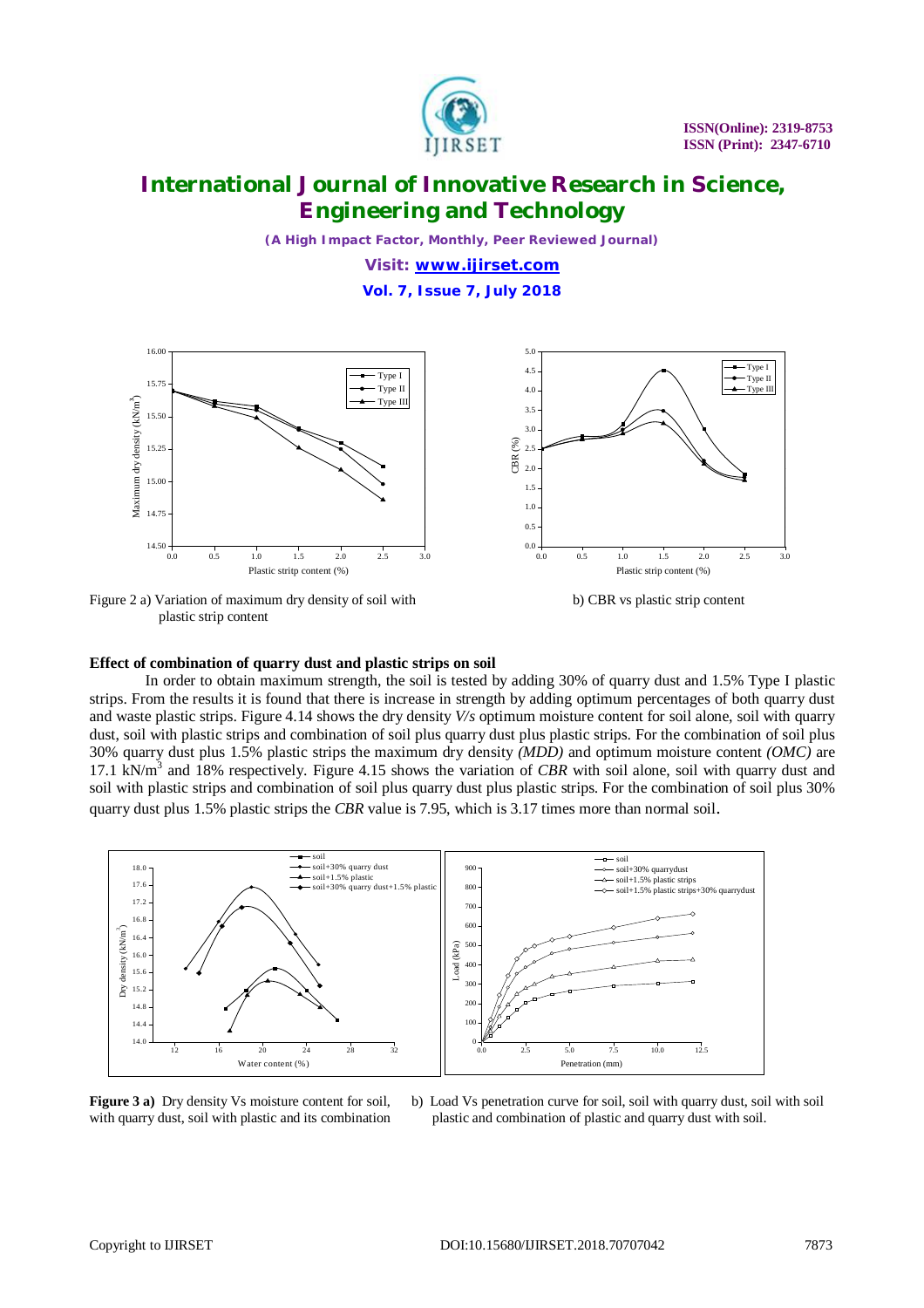Figure 2 a) Variation of maximum dry density of soil with plastic strip content

b) CBR vs plastic strip content

**Effect of combination of quarry dust and plastic strips on soil**

In order to obtain maximum strength, the soil is tested by adding 30% of quarry dust and 1.5% Type I plastic strips. From the results it is found that there is increase in strength by adding optimum percentages of both quarry dust and waste plastic strips. Figure 4.14 shows the dry density *V/s* optimum moisture content for soil alone, soil with quarry dust, soil with plastic strips and combination of soil plus quarry dust plus plastic strips. For the combination of soil plus 30% quarry dust plus 1.5% plastic strips the maximum dry density *(MDD)* and optimum moisture content *(OMC)* are 17.1 $kN/m^3$ and 18% respectively. Figure 4.15 shows the variation of *CBR* with soil alone, soil with quarry dust and soil with plastic strips and combination of soil plus quarry dust plus plastic strips. For the combination of soil plus 30% quarry dust plus 1.5% plastic strips the *CBR* value is 7.95, which is 3.17 times more than normal soil.

**Figure 3 a)** Dry density Vs moisture content for soil, with quarry dust, soil with plastic and its combination

b) Load Vs penetration curve for soil, soil with quarry dust, soil with soil plastic and combination of plastic and quarry dust with soil.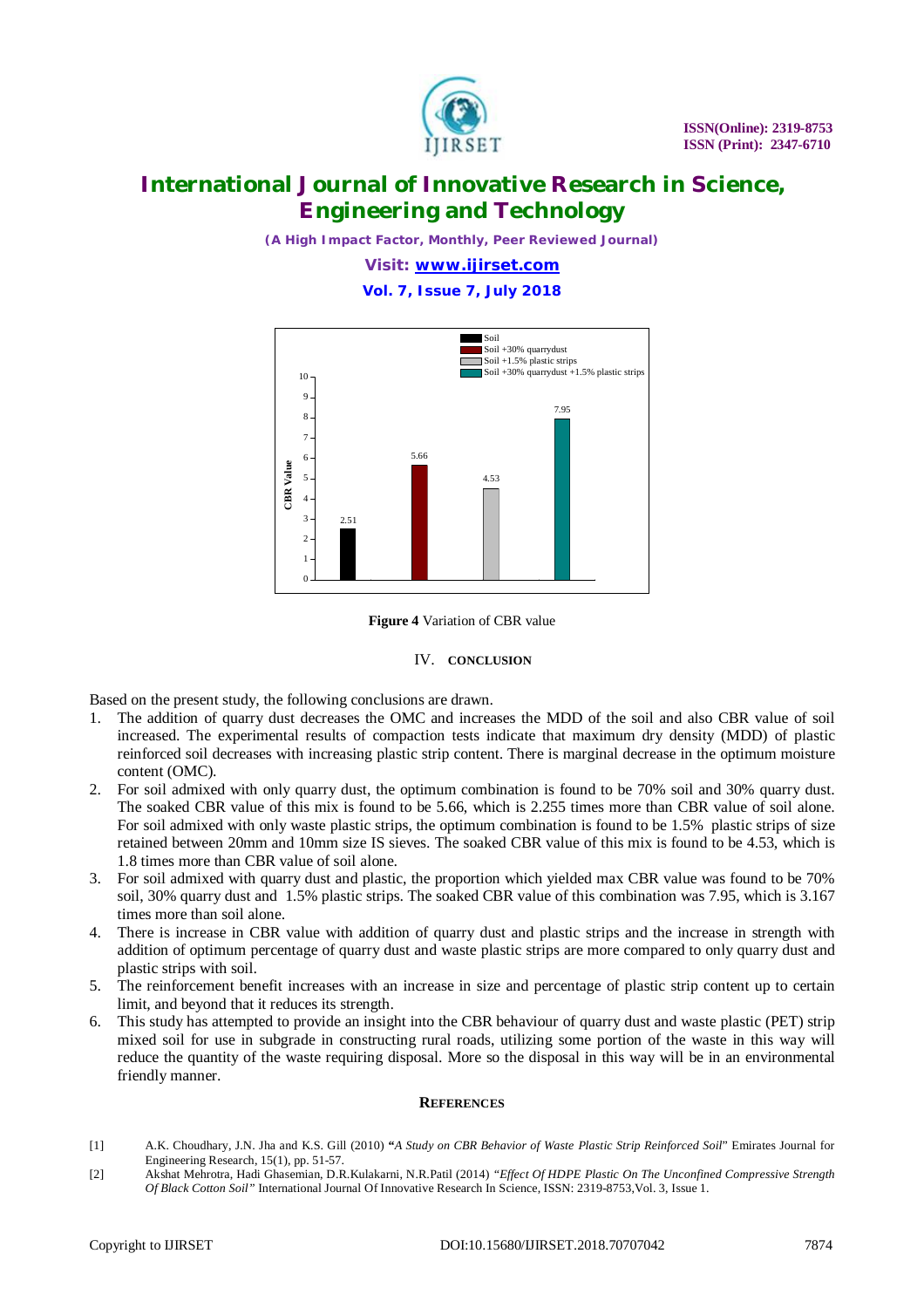**Figure 4** Variation of CBR value

## IV. CONCLUSION

Based on the present study, the following conclusions are drawn.

1. The addition of quarry dust decreases the OMC and increases the MDD of the soil and also CBR value of soil increased. The experimental results of compaction tests indicate that maximum dry density (MDD) of plastic reinforced soil decreases with increasing plastic strip content. There is marginal decrease in the optimum moisture content (OMC).
2. For soil admixed with only quarry dust, the optimum combination is found to be 70% soil and 30% quarry dust. The soaked CBR value of this mix is found to be 5.66, which is 2.255 times more than CBR value of soil alone. For soil admixed with only waste plastic strips, the optimum combination is found to be 1.5% plastic strips of size retained between 20mm and 10mm size IS sieves. The soaked CBR value of this mix is found to be 4.53, which is 1.8 times more than CBR value of soil alone.
3. For soil admixed with quarry dust and plastic, the proportion which yielded max CBR value was found to be 70% soil, 30% quarry dust and 1.5% plastic strips. The soaked CBR value of this combination was 7.95, which is 3.167 times more than soil alone.
4. There is increase in CBR value with addition of quarry dust and plastic strips and the increase in strength with addition of optimum percentage of quarry dust and waste plastic strips are more compared to only quarry dust and plastic strips with soil.
5. The reinforcement benefit increases with an increase in size and percentage of plastic strip content up to certain limit, and beyond that it reduces its strength.
6. This study has attempted to provide an insight into the CBR behaviour of quarry dust and waste plastic (PET) strip mixed soil for use in subgrade in constructing rural roads, utilizing some portion of the waste in this way will reduce the quantity of the waste requiring disposal. More so the disposal in this way will be in an environmental friendly manner.

## REFERENCES

[1] A.K. Choudhary, J.N. Jha and K.S. Gill (2010) "*A Study on CBR Behavior of Waste Plastic Strip Reinforced Soil*" Emirates Journal for Engineering Research, 15(1), pp. 51-57.

[2] Akshat Mehrotra, Hadi Ghasemian, D.R.Kulakarni, N.R.Patil (2014) *"Effect Of HDPE Plastic On The Unconfined Compressive Strength Of Black Cotton Soil"* International Journal Of Innovative Research In Science, ISSN: 2319-8753,Vol. 3, Issue 1.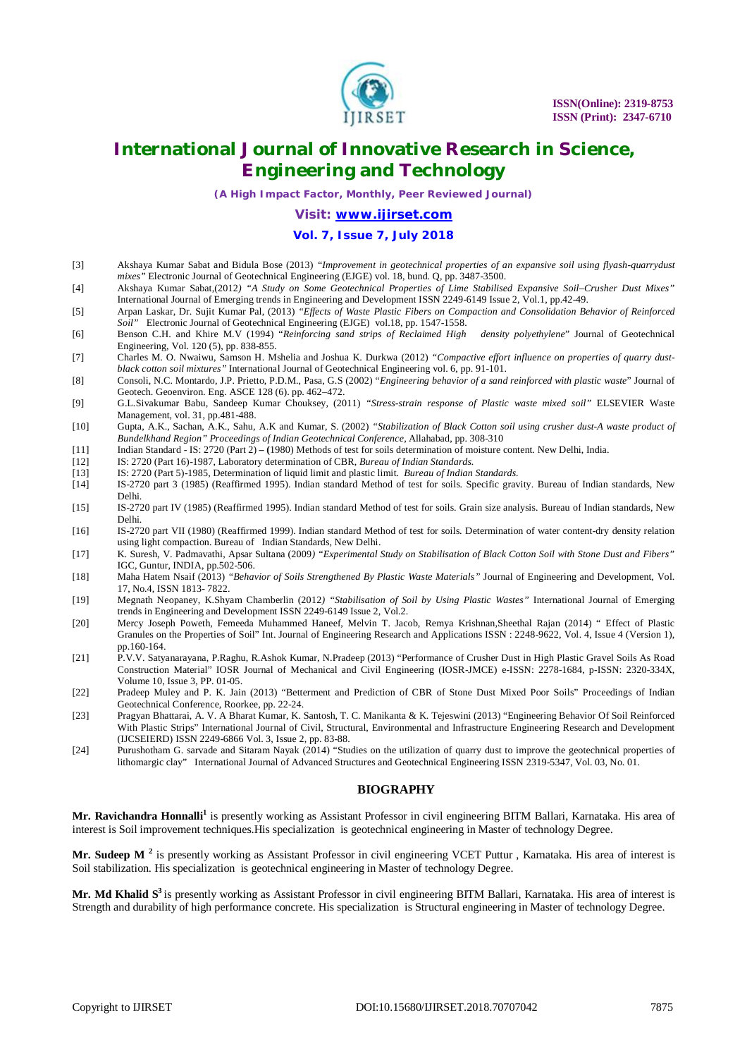[3] Akshaya Kumar Sabat and Bidula Bose (2013) *"Improvement in geotechnical properties of an expansive soil using flyash-quarrydust mixes"* Electronic Journal of Geotechnical Engineering (EJGE) vol. 18, bund. Q, pp. 3487-3500.

[4] Akshaya Kumar Sabat,(2012*) "A Study on Some Geotechnical Properties of Lime Stabilised Expansive Soil–Crusher Dust Mixes"* International Journal of Emerging trends in Engineering and Development ISSN 2249-6149 Issue 2, Vol.1, pp.42-49.

[5] Arpan Laskar, Dr. Sujit Kumar Pal, (2013) *"Effects of Waste Plastic Fibers on Compaction and Consolidation Behavior of Reinforced Soil"* Electronic Journal of Geotechnical Engineering (EJGE) vol.18, pp. 1547-1558.

[6] Benson C.H. and Khire M.V (1994) "*Reinforcing sand strips of Reclaimed High density polyethylene*" Journal of Geotechnical Engineering, Vol. 120 (5), pp. 838-855.

[7] Charles M. O. Nwaiwu, Samson H. Mshelia and Joshua K. Durkwa (2012) *"Compactive effort influence on properties of quarry dust-black cotton soil mixtures"* International Journal of Geotechnical Engineering vol. 6, pp. 91-101.

[8] Consoli, N.C. Montardo, J.P. Prietto, P.D.M., Pasa, G.S (2002) "*Engineering behavior of a sand reinforced with plastic waste*" Journal of Geotech. Geoenviron. Eng. ASCE 128 (6). pp. 462–472.

[9] G.L.Sivakumar Babu, Sandeep Kumar Chouksey, (2011) *"Stress-strain response of Plastic waste mixed soil"* ELSEVIER Waste Management, vol. 31, pp.481-488.

[10] Gupta, A.K., Sachan, A.K., Sahu, A.K and Kumar, S. (2002) *"Stabilization of Black Cotton soil using crusher dust-A waste product of Bundelkhand Region" Proceedings of Indian Geotechnical Conference*, Allahabad, pp. 308-310

[11] Indian Standard - IS: 2720 (Part 2) **– (**1980) Methods of test for soils determination of moisture content. New Delhi, India.

[12] IS: 2720 (Part 16)-1987, Laboratory determination of CBR, *Bureau of Indian Standards.*

[13] IS: 2720 (Part 5)-1985, Determination of liquid limit and plastic limit. *Bureau of Indian Standards.*

[14] IS-2720 part 3 (1985) (Reaffirmed 1995). Indian standard Method of test for soils. Specific gravity. Bureau of Indian standards, New Delhi.

[15] IS-2720 part IV (1985) (Reaffirmed 1995). Indian standard Method of test for soils. Grain size analysis. Bureau of Indian standards, New Delhi.

[16] IS-2720 part VII (1980) (Reaffirmed 1999). Indian standard Method of test for soils. Determination of water content-dry density relation using light compaction. Bureau of Indian Standards, New Delhi.

[17] K. Suresh, V. Padmavathi, Apsar Sultana (2009*) "Experimental Study on Stabilisation of Black Cotton Soil with Stone Dust and Fibers"* IGC, Guntur, INDIA, pp.502-506.

[18] Maha Hatem Nsaif (2013) *"Behavior of Soils Strengthened By Plastic Waste Materials"* Journal of Engineering and Development, Vol. 17, No.4, ISSN 1813- 7822.

[19] Megnath Neopaney, K.Shyam Chamberlin (2012*) "Stabilisation of Soil by Using Plastic Wastes"* International Journal of Emerging trends in Engineering and Development ISSN 2249-6149 Issue 2, Vol.2.

[20] Mercy Joseph Poweth, Femeeda Muhammed Haneef, Melvin T. Jacob, Remya Krishnan,Sheethal Rajan (2014) " Effect of Plastic Granules on the Properties of Soil" Int. Journal of Engineering Research and Applications ISSN : 2248-9622, Vol. 4, Issue 4 (Version 1), pp.160-164.

[21] P.V.V. Satyanarayana, P.Raghu, R.Ashok Kumar, N.Pradeep (2013) "Performance of Crusher Dust in High Plastic Gravel Soils As Road Construction Material" IOSR Journal of Mechanical and Civil Engineering (IOSR-JMCE) e-ISSN: 2278-1684, p-ISSN: 2320-334X, Volume 10, Issue 3, PP. 01-05.

[22] Pradeep Muley and P. K. Jain (2013) "Betterment and Prediction of CBR of Stone Dust Mixed Poor Soils" Proceedings of Indian Geotechnical Conference, Roorkee, pp. 22-24.

[23] Pragyan Bhattarai, A. V. A Bharat Kumar, K. Santosh, T. C. Manikanta & K. Tejeswini (2013) "Engineering Behavior Of Soil Reinforced With Plastic Strips" International Journal of Civil, Structural, Environmental and Infrastructure Engineering Research and Development (IJCSEIERD) ISSN 2249-6866 Vol. 3, Issue 2, pp. 83-88.

[24] Purushotham G. sarvade and Sitaram Nayak (2014) "Studies on the utilization of quarry dust to improve the geotechnical properties of lithomargic clay" International Journal of Advanced Structures and Geotechnical Engineering ISSN 2319-5347, Vol. 03, No. 01.

## BIOGRAPHY

**Mr. Ravichandra Honnalli**[1] is presently working as Assistant Professor in civil engineering BITM Ballari, Karnataka. His area of interest is Soil improvement techniques.His specialization is geotechnical engineering in Master of technology Degree.

**Mr. Sudeep M** [2] is presently working as Assistant Professor in civil engineering VCET Puttur , Karnataka. His area of interest is Soil stabilization. His specialization is geotechnical engineering in Master of technology Degree.

**Mr. Md Khalid S**[3] is presently working as Assistant Professor in civil engineering BITM Ballari, Karnataka. His area of interest is Strength and durability of high performance concrete. His specialization is Structural engineering in Master of technology Degree.